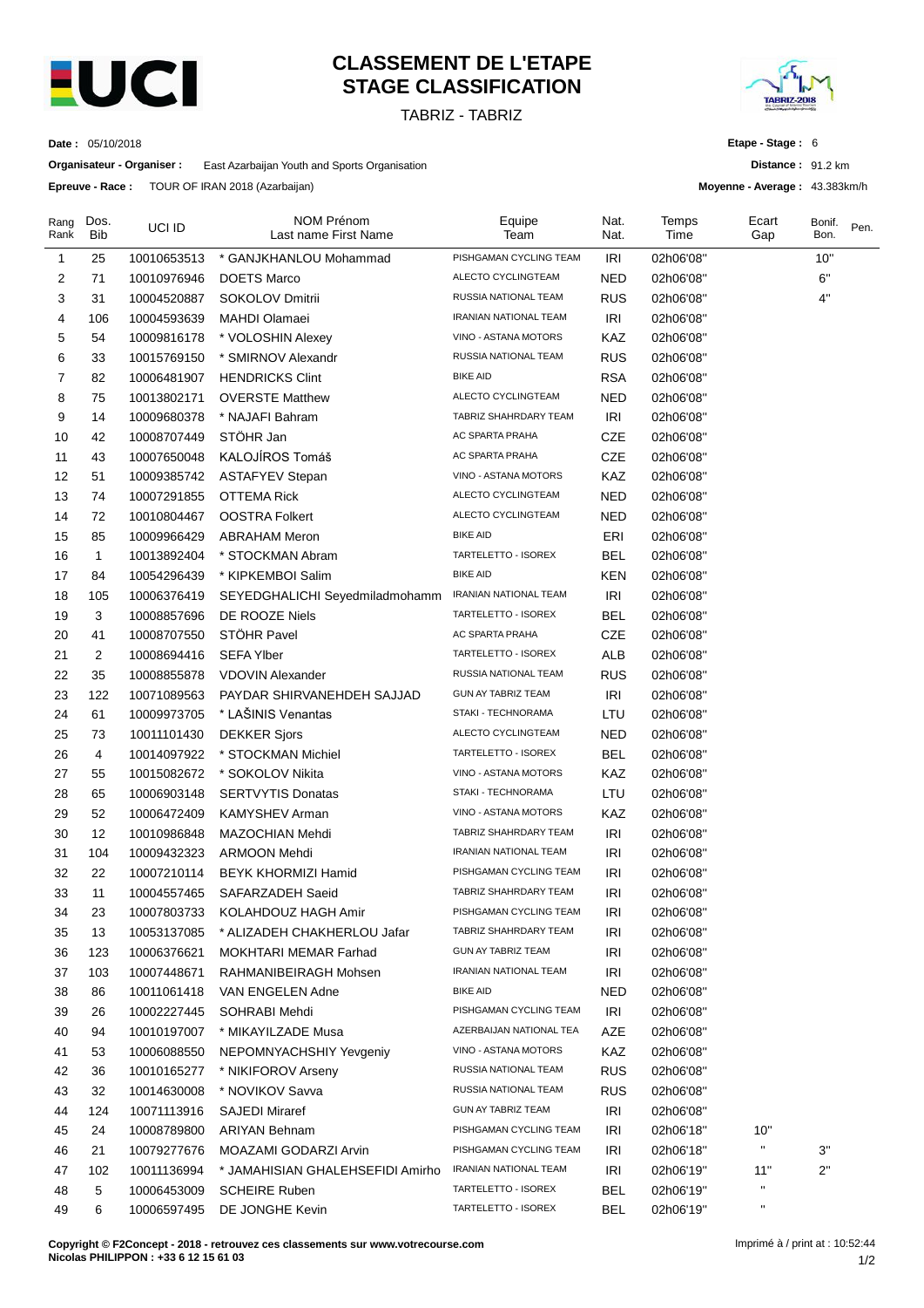# CLASSEMENT DE L'ETAPE
# STAGE CLASSIFICATION

TABRIZ - TABRIZ

**Date :** 05/10/2018

**Organisateur - Organiser :** East Azarbaijan Youth and Sports Organisation

**Epreuve - Race :** TOUR OF IRAN 2018 (Azarbaijan)

**Etape - Stage :** 6

**Distance :** 91.2 km

**Moyenne - Average :** 43.383km/h

| Rang Rank | Dos. Bib | UCI ID | NOM Prénom Last name First Name | Equipe Team | Nat. Nat. | Temps Time | Ecart Gap | Bonif. Bon. | Pen. |
|---|---|---|---|---|---|---|---|---|---|
| 1 | 25 | 10010653513 | * GANJKHANLOU Mohammad | PISHGAMAN CYCLING TEAM | IRI | 02h06'08'' | | 10'' | |
| 2 | 71 | 10010976946 | DOETS Marco | ALECTO CYCLINGTEAM | NED | 02h06'08'' | | 6'' | |
| 3 | 31 | 10004520887 | SOKOLOV Dmitrii | RUSSIA NATIONAL TEAM | RUS | 02h06'08'' | | 4'' | |
| 4 | 106 | 10004593639 | MAHDI Olamaei | IRANIAN NATIONAL TEAM | IRI | 02h06'08'' | | | |
| 5 | 54 | 10009816178 | * VOLOSHIN Alexey | VINO - ASTANA MOTORS | KAZ | 02h06'08'' | | | |
| 6 | 33 | 10015769150 | * SMIRNOV Alexandr | RUSSIA NATIONAL TEAM | RUS | 02h06'08'' | | | |
| 7 | 82 | 10006481907 | HENDRICKS Clint | BIKE AID | RSA | 02h06'08'' | | | |
| 8 | 75 | 10013802171 | OVERSTE Matthew | ALECTO CYCLINGTEAM | NED | 02h06'08'' | | | |
| 9 | 14 | 10009680378 | * NAJAFI Bahram | TABRIZ SHAHRDARY TEAM | IRI | 02h06'08'' | | | |
| 10 | 42 | 10008707449 | STÖHR Jan | AC SPARTA PRAHA | CZE | 02h06'08'' | | | |
| 11 | 43 | 10007650048 | KALOJÍROS Tomáš | AC SPARTA PRAHA | CZE | 02h06'08'' | | | |
| 12 | 51 | 10009385742 | ASTAFYEV Stepan | VINO - ASTANA MOTORS | KAZ | 02h06'08'' | | | |
| 13 | 74 | 10007291855 | OTTEMA Rick | ALECTO CYCLINGTEAM | NED | 02h06'08'' | | | |
| 14 | 72 | 10010804467 | OOSTRA Folkert | ALECTO CYCLINGTEAM | NED | 02h06'08'' | | | |
| 15 | 85 | 10009966429 | ABRAHAM Meron | BIKE AID | ERI | 02h06'08'' | | | |
| 16 | 1 | 10013892404 | * STOCKMAN Abram | TARTELETTO - ISOREX | BEL | 02h06'08'' | | | |
| 17 | 84 | 10054296439 | * KIPKEMBOI Salim | BIKE AID | KEN | 02h06'08'' | | | |
| 18 | 105 | 10006376419 | SEYEDGHALICHI Seyedmiladmohamm | IRANIAN NATIONAL TEAM | IRI | 02h06'08'' | | | |
| 19 | 3 | 10008857696 | DE ROOZE Niels | TARTELETTO - ISOREX | BEL | 02h06'08'' | | | |
| 20 | 41 | 10008707550 | STÖHR Pavel | AC SPARTA PRAHA | CZE | 02h06'08'' | | | |
| 21 | 2 | 10008694416 | SEFA Ylber | TARTELETTO - ISOREX | ALB | 02h06'08'' | | | |
| 22 | 35 | 10008855878 | VDOVIN Alexander | RUSSIA NATIONAL TEAM | RUS | 02h06'08'' | | | |
| 23 | 122 | 10071089563 | PAYDAR SHIRVANEHDEH SAJJAD | GUN AY TABRIZ TEAM | IRI | 02h06'08'' | | | |
| 24 | 61 | 10009973705 | * LAŠINIS Venantas | STAKI - TECHNORAMA | LTU | 02h06'08'' | | | |
| 25 | 73 | 10011101430 | DEKKER Sjors | ALECTO CYCLINGTEAM | NED | 02h06'08'' | | | |
| 26 | 4 | 10014097922 | * STOCKMAN Michiel | TARTELETTO - ISOREX | BEL | 02h06'08'' | | | |
| 27 | 55 | 10015082672 | * SOKOLOV Nikita | VINO - ASTANA MOTORS | KAZ | 02h06'08'' | | | |
| 28 | 65 | 10006903148 | SERTVYTIS Donatas | STAKI - TECHNORAMA | LTU | 02h06'08'' | | | |
| 29 | 52 | 10006472409 | KAMYSHEV Arman | VINO - ASTANA MOTORS | KAZ | 02h06'08'' | | | |
| 30 | 12 | 10010986848 | MAZOCHIAN Mehdi | TABRIZ SHAHRDARY TEAM | IRI | 02h06'08'' | | | |
| 31 | 104 | 10009432323 | ARMOON Mehdi | IRANIAN NATIONAL TEAM | IRI | 02h06'08'' | | | |
| 32 | 22 | 10007210114 | BEYK KHORMIZI Hamid | PISHGAMAN CYCLING TEAM | IRI | 02h06'08'' | | | |
| 33 | 11 | 10004557465 | SAFARZADEH Saeid | TABRIZ SHAHRDARY TEAM | IRI | 02h06'08'' | | | |
| 34 | 23 | 10007803733 | KOLAHDOUZ HAGH Amir | PISHGAMAN CYCLING TEAM | IRI | 02h06'08'' | | | |
| 35 | 13 | 10053137085 | * ALIZADEH CHAKHERLOU Jafar | TABRIZ SHAHRDARY TEAM | IRI | 02h06'08'' | | | |
| 36 | 123 | 10006376621 | MOKHTARI MEMAR Farhad | GUN AY TABRIZ TEAM | IRI | 02h06'08'' | | | |
| 37 | 103 | 10007448671 | RAHMANIBEIRAGH Mohsen | IRANIAN NATIONAL TEAM | IRI | 02h06'08'' | | | |
| 38 | 86 | 10011061418 | VAN ENGELEN Adne | BIKE AID | NED | 02h06'08'' | | | |
| 39 | 26 | 10002227445 | SOHRABI Mehdi | PISHGAMAN CYCLING TEAM | IRI | 02h06'08'' | | | |
| 40 | 94 | 10010197007 | * MIKAYILZADE Musa | AZERBAIJAN NATIONAL TEA | AZE | 02h06'08'' | | | |
| 41 | 53 | 10006088550 | NEPOMNYACHSHIY Yevgeniy | VINO - ASTANA MOTORS | KAZ | 02h06'08'' | | | |
| 42 | 36 | 10010165277 | * NIKIFOROV Arseny | RUSSIA NATIONAL TEAM | RUS | 02h06'08'' | | | |
| 43 | 32 | 10014630008 | * NOVIKOV Savva | RUSSIA NATIONAL TEAM | RUS | 02h06'08'' | | | |
| 44 | 124 | 10071113916 | SAJEDI Miraref | GUN AY TABRIZ TEAM | IRI | 02h06'08'' | | | |
| 45 | 24 | 10008789800 | ARIYAN Behnam | PISHGAMAN CYCLING TEAM | IRI | 02h06'18'' | 10'' | | |
| 46 | 21 | 10079277676 | MOAZAMI GODARZI Arvin | PISHGAMAN CYCLING TEAM | IRI | 02h06'18'' | '' | 3'' | |
| 47 | 102 | 10011136994 | * JAMAHISIAN GHALEHSEFIDI Amirho | IRANIAN NATIONAL TEAM | IRI | 02h06'19'' | 11'' | 2'' | |
| 48 | 5 | 10006453009 | SCHEIRE Ruben | TARTELETTO - ISOREX | BEL | 02h06'19'' | '' | | |
| 49 | 6 | 10006597495 | DE JONGHE Kevin | TARTELETTO - ISOREX | BEL | 02h06'19'' | '' | | |

**Copyright © F2Concept - 2018 - retrouvez ces classements sur www.votrecourse.com**
**Nicolas PHILIPPON : +33 6 12 15 61 03**

Imprimé à / print at : 10:52:44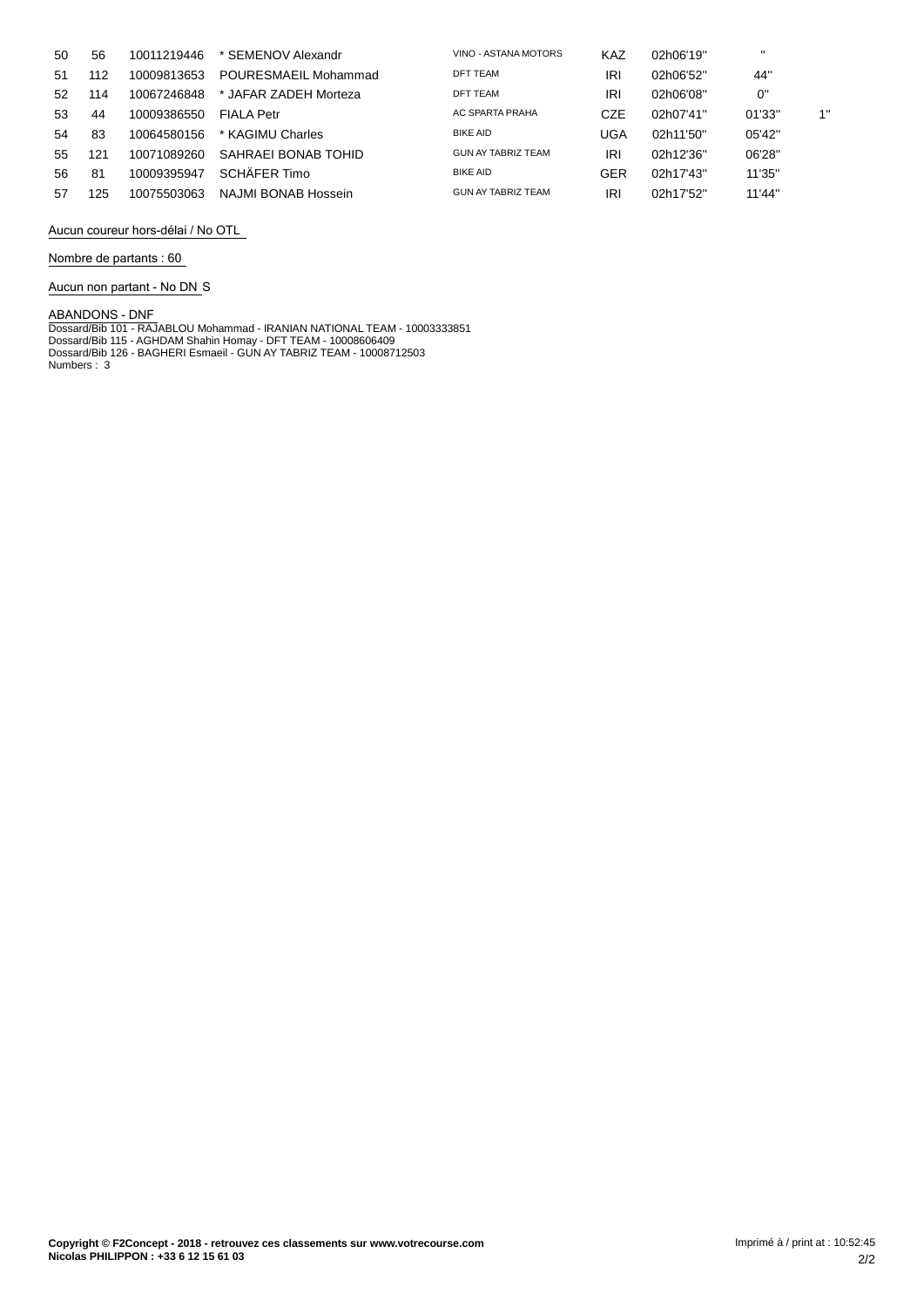| | | | | | | | | |
|---|---|---|---|---|---|---|---|---|
| 50 | 56 | 10011219446 | * SEMENOV Alexandr | VINO - ASTANA MOTORS | KAZ | 02h06'19'' | '' | |
| 51 | 112 | 10009813653 | POURESMAEIL Mohammad | DFT TEAM | IRI | 02h06'52'' | 44'' | |
| 52 | 114 | 10067246848 | * JAFAR ZADEH Morteza | DFT TEAM | IRI | 02h06'08'' | 0'' | |
| 53 | 44 | 10009386550 | FIALA Petr | AC SPARTA PRAHA | CZE | 02h07'41'' | 01'33'' | 1'' |
| 54 | 83 | 10064580156 | * KAGIMU Charles | BIKE AID | UGA | 02h11'50'' | 05'42'' | |
| 55 | 121 | 10071089260 | SAHRAEI BONAB TOHID | GUN AY TABRIZ TEAM | IRI | 02h12'36'' | 06'28'' | |
| 56 | 81 | 10009395947 | SCHÄFER Timo | BIKE AID | GER | 02h17'43'' | 11'35'' | |
| 57 | 125 | 10075503063 | NAJMI BONAB Hossein | GUN AY TABRIZ TEAM | IRI | 02h17'52'' | 11'44'' | |

Aucun coureur hors-délai / No OTL

Nombre de partants : 60

Aucun non partant - No DN S

ABANDONS - DNF

Dossard/Bib 101 - RAJABLOU Mohammad - IRANIAN NATIONAL TEAM - 10003333851
Dossard/Bib 115 - AGHDAM Shahin Homay - DFT TEAM - 10008606409
Dossard/Bib 126 - BAGHERI Esmaeil - GUN AY TABRIZ TEAM - 10008712503
Numbers : 3

**Copyright © F2Concept - 2018 - retrouvez ces classements sur www.votrecourse.com**
**Nicolas PHILIPPON : +33 6 12 15 61 03**

Imprimé à / print at : 10:52:45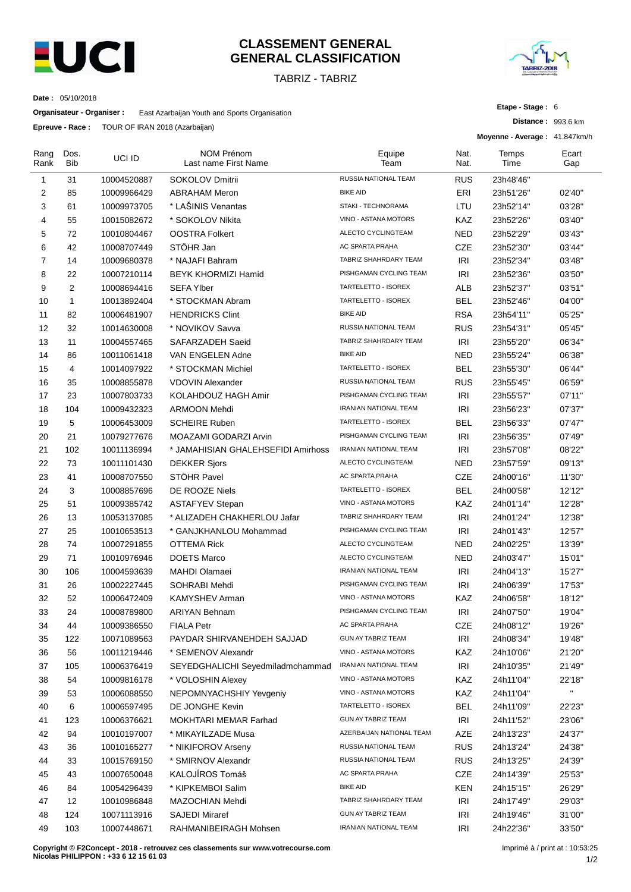# CLASSEMENT GENERAL
# GENERAL CLASSIFICATION

TABRIZ - TABRIZ

**Date :** 05/10/2018

**Organisateur - Organiser :** East Azarbaijan Youth and Sports Organisation

**Epreuve - Race :** TOUR OF IRAN 2018 (Azarbaijan)

**Etape - Stage :** 6

**Distance :** 993.6 km

**Moyenne - Average :** 41.847km/h

| Rang Rank | Dos. Bib | UCI ID | NOM Prénom Last name First Name | Equipe Team | Nat. Nat. | Temps Time | Ecart Gap |
|---|---|---|---|---|---|---|---|
| 1 | 31 | 10004520887 | SOKOLOV Dmitrii | RUSSIA NATIONAL TEAM | RUS | 23h48'46'' | |
| 2 | 85 | 10009966429 | ABRAHAM Meron | BIKE AID | ERI | 23h51'26'' | 02'40'' |
| 3 | 61 | 10009973705 | * LAŠINIS Venantas | STAKI - TECHNORAMA | LTU | 23h52'14'' | 03'28'' |
| 4 | 55 | 10015082672 | * SOKOLOV Nikita | VINO - ASTANA MOTORS | KAZ | 23h52'26'' | 03'40'' |
| 5 | 72 | 10010804467 | OOSTRA Folkert | ALECTO CYCLINGTEAM | NED | 23h52'29'' | 03'43'' |
| 6 | 42 | 10008707449 | STÖHR Jan | AC SPARTA PRAHA | CZE | 23h52'30'' | 03'44'' |
| 7 | 14 | 10009680378 | * NAJAFI Bahram | TABRIZ SHAHRDARY TEAM | IRI | 23h52'34'' | 03'48'' |
| 8 | 22 | 10007210114 | BEYK KHORMIZI Hamid | PISHGAMAN CYCLING TEAM | IRI | 23h52'36'' | 03'50'' |
| 9 | 2 | 10008694416 | SEFA Ylber | TARTELETTO - ISOREX | ALB | 23h52'37'' | 03'51'' |
| 10 | 1 | 10013892404 | * STOCKMAN Abram | TARTELETTO - ISOREX | BEL | 23h52'46'' | 04'00'' |
| 11 | 82 | 10006481907 | HENDRICKS Clint | BIKE AID | RSA | 23h54'11'' | 05'25'' |
| 12 | 32 | 10014630008 | * NOVIKOV Savva | RUSSIA NATIONAL TEAM | RUS | 23h54'31'' | 05'45'' |
| 13 | 11 | 10004557465 | SAFARZADEH Saeid | TABRIZ SHAHRDARY TEAM | IRI | 23h55'20'' | 06'34'' |
| 14 | 86 | 10011061418 | VAN ENGELEN Adne | BIKE AID | NED | 23h55'24'' | 06'38'' |
| 15 | 4 | 10014097922 | * STOCKMAN Michiel | TARTELETTO - ISOREX | BEL | 23h55'30'' | 06'44'' |
| 16 | 35 | 10008855878 | VDOVIN Alexander | RUSSIA NATIONAL TEAM | RUS | 23h55'45'' | 06'59'' |
| 17 | 23 | 10007803733 | KOLAHDOUZ HAGH Amir | PISHGAMAN CYCLING TEAM | IRI | 23h55'57'' | 07'11'' |
| 18 | 104 | 10009432323 | ARMOON Mehdi | IRANIAN NATIONAL TEAM | IRI | 23h56'23'' | 07'37'' |
| 19 | 5 | 10006453009 | SCHEIRE Ruben | TARTELETTO - ISOREX | BEL | 23h56'33'' | 07'47'' |
| 20 | 21 | 10079277676 | MOAZAMI GODARZI Arvin | PISHGAMAN CYCLING TEAM | IRI | 23h56'35'' | 07'49'' |
| 21 | 102 | 10011136994 | * JAMAHISIAN GHALEHSEFIDI Amirhoss | IRANIAN NATIONAL TEAM | IRI | 23h57'08'' | 08'22'' |
| 22 | 73 | 10011101430 | DEKKER Sjors | ALECTO CYCLINGTEAM | NED | 23h57'59'' | 09'13'' |
| 23 | 41 | 10008707550 | STÖHR Pavel | AC SPARTA PRAHA | CZE | 24h00'16'' | 11'30'' |
| 24 | 3 | 10008857696 | DE ROOZE Niels | TARTELETTO - ISOREX | BEL | 24h00'58'' | 12'12'' |
| 25 | 51 | 10009385742 | ASTAFYEV Stepan | VINO - ASTANA MOTORS | KAZ | 24h01'14'' | 12'28'' |
| 26 | 13 | 10053137085 | * ALIZADEH CHAKHERLOU Jafar | TABRIZ SHAHRDARY TEAM | IRI | 24h01'24'' | 12'38'' |
| 27 | 25 | 10010653513 | * GANJKHANLOU Mohammad | PISHGAMAN CYCLING TEAM | IRI | 24h01'43'' | 12'57'' |
| 28 | 74 | 10007291855 | OTTEMA Rick | ALECTO CYCLINGTEAM | NED | 24h02'25'' | 13'39'' |
| 29 | 71 | 10010976946 | DOETS Marco | ALECTO CYCLINGTEAM | NED | 24h03'47'' | 15'01'' |
| 30 | 106 | 10004593639 | MAHDI Olamaei | IRANIAN NATIONAL TEAM | IRI | 24h04'13'' | 15'27'' |
| 31 | 26 | 10002227445 | SOHRABI Mehdi | PISHGAMAN CYCLING TEAM | IRI | 24h06'39'' | 17'53'' |
| 32 | 52 | 10006472409 | KAMYSHEV Arman | VINO - ASTANA MOTORS | KAZ | 24h06'58'' | 18'12'' |
| 33 | 24 | 10008789800 | ARIYAN Behnam | PISHGAMAN CYCLING TEAM | IRI | 24h07'50'' | 19'04'' |
| 34 | 44 | 10009386550 | FIALA Petr | AC SPARTA PRAHA | CZE | 24h08'12'' | 19'26'' |
| 35 | 122 | 10071089563 | PAYDAR SHIRVANEHDEH SAJJAD | GUN AY TABRIZ TEAM | IRI | 24h08'34'' | 19'48'' |
| 36 | 56 | 10011219446 | * SEMENOV Alexandr | VINO - ASTANA MOTORS | KAZ | 24h10'06'' | 21'20'' |
| 37 | 105 | 10006376419 | SEYEDGHALICHI Seyedmiladmohammad | IRANIAN NATIONAL TEAM | IRI | 24h10'35'' | 21'49'' |
| 38 | 54 | 10009816178 | * VOLOSHIN Alexey | VINO - ASTANA MOTORS | KAZ | 24h11'04'' | 22'18'' |
| 39 | 53 | 10006088550 | NEPOMNYACHSHIY Yevgeniy | VINO - ASTANA MOTORS | KAZ | 24h11'04'' | " |
| 40 | 6 | 10006597495 | DE JONGHE Kevin | TARTELETTO - ISOREX | BEL | 24h11'09'' | 22'23'' |
| 41 | 123 | 10006376621 | MOKHTARI MEMAR Farhad | GUN AY TABRIZ TEAM | IRI | 24h11'52'' | 23'06'' |
| 42 | 94 | 10010197007 | * MIKAYILZADE Musa | AZERBAIJAN NATIONAL TEAM | AZE | 24h13'23'' | 24'37'' |
| 43 | 36 | 10010165277 | * NIKIFOROV Arseny | RUSSIA NATIONAL TEAM | RUS | 24h13'24'' | 24'38'' |
| 44 | 33 | 10015769150 | * SMIRNOV Alexandr | RUSSIA NATIONAL TEAM | RUS | 24h13'25'' | 24'39'' |
| 45 | 43 | 10007650048 | KALOJÍROS Tomáš | AC SPARTA PRAHA | CZE | 24h14'39'' | 25'53'' |
| 46 | 84 | 10054296439 | * KIPKEMBOI Salim | BIKE AID | KEN | 24h15'15'' | 26'29'' |
| 47 | 12 | 10010986848 | MAZOCHIAN Mehdi | TABRIZ SHAHRDARY TEAM | IRI | 24h17'49'' | 29'03'' |
| 48 | 124 | 10071113916 | SAJEDI Miraref | GUN AY TABRIZ TEAM | IRI | 24h19'46'' | 31'00'' |
| 49 | 103 | 10007448671 | RAHMANIBEIRAGH Mohsen | IRANIAN NATIONAL TEAM | IRI | 24h22'36'' | 33'50'' |

**Copyright © F2Concept - 2018 - retrouvez ces classements sur www.votrecourse.com**
**Nicolas PHILIPPON : +33 6 12 15 61 03**

Imprimé à / print at : 10:53:25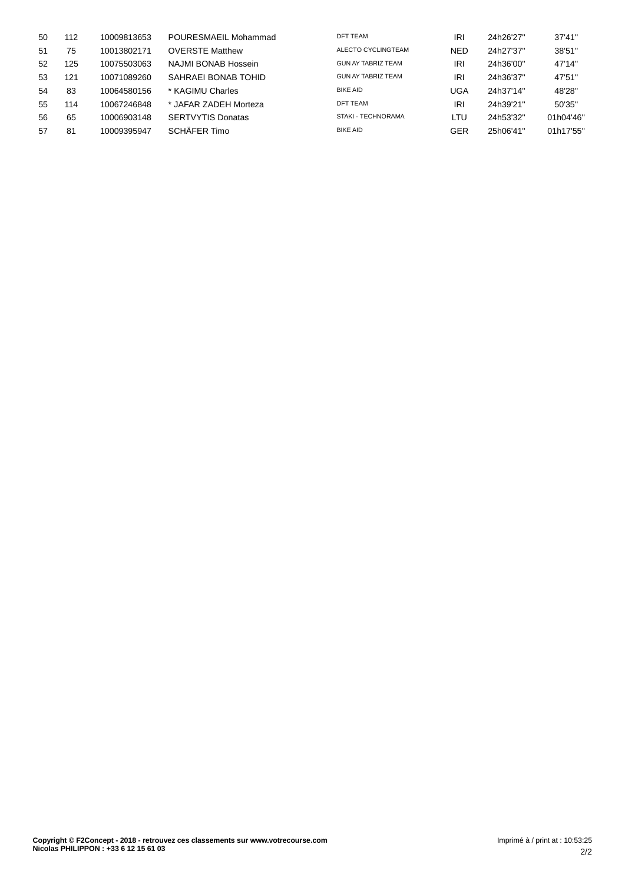| | | | | | | | |
|---|---|---|---|---|---|---|---|
| 50 | 112 | 10009813653 | POURESMAEIL Mohammad | DFT TEAM | IRI | 24h26'27'' | 37'41'' |
| 51 | 75 | 10013802171 | OVERSTE Matthew | ALECTO CYCLINGTEAM | NED | 24h27'37'' | 38'51'' |
| 52 | 125 | 10075503063 | NAJMI BONAB Hossein | GUN AY TABRIZ TEAM | IRI | 24h36'00'' | 47'14'' |
| 53 | 121 | 10071089260 | SAHRAEI BONAB TOHID | GUN AY TABRIZ TEAM | IRI | 24h36'37'' | 47'51'' |
| 54 | 83 | 10064580156 | * KAGIMU Charles | BIKE AID | UGA | 24h37'14'' | 48'28'' |
| 55 | 114 | 10067246848 | * JAFAR ZADEH Morteza | DFT TEAM | IRI | 24h39'21'' | 50'35'' |
| 56 | 65 | 10006903148 | SERTVYTIS Donatas | STAKI - TECHNORAMA | LTU | 24h53'32'' | 01h04'46'' |
| 57 | 81 | 10009395947 | SCHÄFER Timo | BIKE AID | GER | 25h06'41'' | 01h17'55'' |

**Copyright © F2Concept - 2018 - retrouvez ces classements sur www.votrecourse.com**
**Nicolas PHILIPPON : +33 6 12 15 61 03**

Imprimé à / print at : 10:53:25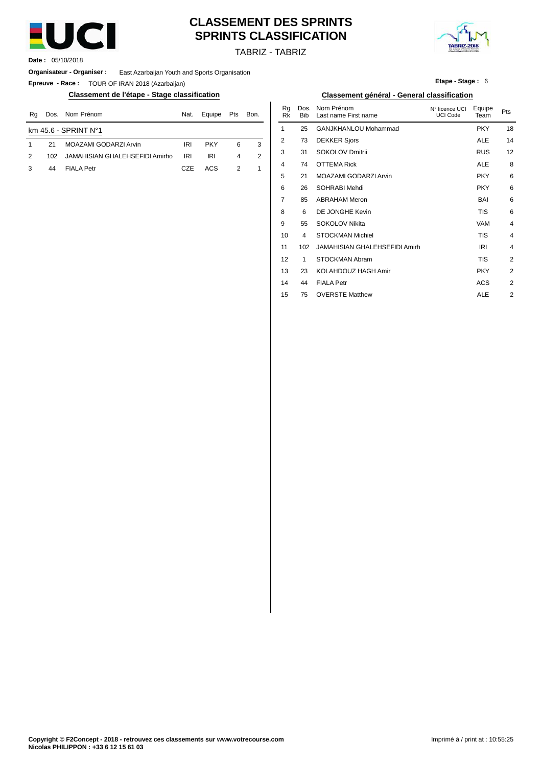# CLASSEMENT DES SPRINTS
# SPRINTS CLASSIFICATION

TABRIZ - TABRIZ

**Date :** 05/10/2018

**Organisateur - Organiser :** East Azarbaijan Youth and Sports Organisation

**Epreuve - Race :** TOUR OF IRAN 2018 (Azarbaijan)

**Etape - Stage :** 6

## Classement de l'étape - Stage classification

| Rg | Dos. | Nom Prénom | Nat. | Equipe | Pts | Bon. |
|---|---|---|---|---|---|---|
| km 45.6 - SPRINT N°1 | | | | | | |
| 1 | 21 | MOAZAMI GODARZI Arvin | IRI | PKY | 6 | 3 |
| 2 | 102 | JAMAHISIAN GHALEHSEFIDI Amirho | IRI | IRI | 4 | 2 |
| 3 | 44 | FIALA Petr | CZE | ACS | 2 | 1 |

## Classement général - General classification

| Rg Rk | Dos. Bib | Nom Prénom Last name First name | N° licence UCI UCI Code | Equipe Team | Pts |
|---|---|---|---|---|---|
| 1 | 25 | GANJKHANLOU Mohammad | | PKY | 18 |
| 2 | 73 | DEKKER Sjors | | ALE | 14 |
| 3 | 31 | SOKOLOV Dmitrii | | RUS | 12 |
| 4 | 74 | OTTEMA Rick | | ALE | 8 |
| 5 | 21 | MOAZAMI GODARZI Arvin | | PKY | 6 |
| 6 | 26 | SOHRABI Mehdi | | PKY | 6 |
| 7 | 85 | ABRAHAM Meron | | BAI | 6 |
| 8 | 6 | DE JONGHE Kevin | | TIS | 6 |
| 9 | 55 | SOKOLOV Nikita | | VAM | 4 |
| 10 | 4 | STOCKMAN Michiel | | TIS | 4 |
| 11 | 102 | JAMAHISIAN GHALEHSEFIDI Amirh | | IRI | 4 |
| 12 | 1 | STOCKMAN Abram | | TIS | 2 |
| 13 | 23 | KOLAHDOUZ HAGH Amir | | PKY | 2 |
| 14 | 44 | FIALA Petr | | ACS | 2 |
| 15 | 75 | OVERSTE Matthew | | ALE | 2 |

**Copyright © F2Concept - 2018 - retrouvez ces classements sur www.votrecourse.com**
**Nicolas PHILIPPON : +33 6 12 15 61 03**

Imprimé à / print at : 10:55:25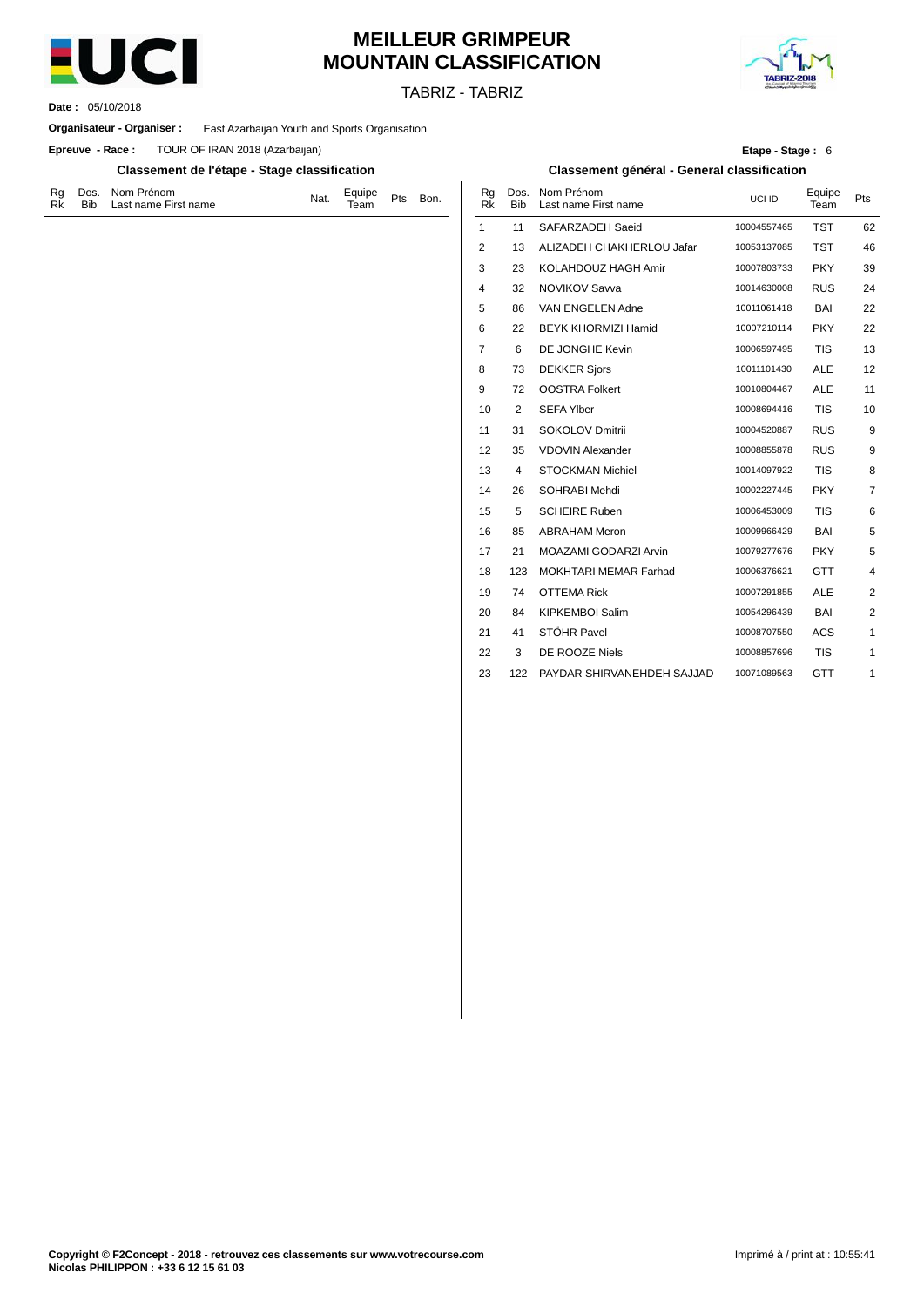# MEILLEUR GRIMPEUR
# MOUNTAIN CLASSIFICATION

TABRIZ - TABRIZ

**Date :** 05/10/2018

**Organisateur - Organiser :** East Azarbaijan Youth and Sports Organisation

**Epreuve - Race :** TOUR OF IRAN 2018 (Azarbaijan)

**Etape - Stage :** 6

## Classement de l'étape - Stage classification

| Rg Rk | Dos. Bib | Nom Prénom Last name First name | Nat. | Equipe Team | Pts | Bon. |
|---|---|---|---|---|---|---|

## Classement général - General classification

| Rg Rk | Dos. Bib | Nom Prénom Last name First name | UCI ID | Equipe Team | Pts |
|---|---|---|---|---|---|
| 1 | 11 | SAFARZADEH Saeid | 10004557465 | TST | 62 |
| 2 | 13 | ALIZADEH CHAKHERLOU Jafar | 10053137085 | TST | 46 |
| 3 | 23 | KOLAHDOUZ HAGH Amir | 10007803733 | PKY | 39 |
| 4 | 32 | NOVIKOV Savva | 10014630008 | RUS | 24 |
| 5 | 86 | VAN ENGELEN Adne | 10011061418 | BAI | 22 |
| 6 | 22 | BEYK KHORMIZI Hamid | 10007210114 | PKY | 22 |
| 7 | 6 | DE JONGHE Kevin | 10006597495 | TIS | 13 |
| 8 | 73 | DEKKER Sjors | 10011101430 | ALE | 12 |
| 9 | 72 | OOSTRA Folkert | 10010804467 | ALE | 11 |
| 10 | 2 | SEFA Ylber | 10008694416 | TIS | 10 |
| 11 | 31 | SOKOLOV Dmitrii | 10004520887 | RUS | 9 |
| 12 | 35 | VDOVIN Alexander | 10008855878 | RUS | 9 |
| 13 | 4 | STOCKMAN Michiel | 10014097922 | TIS | 8 |
| 14 | 26 | SOHRABI Mehdi | 10002227445 | PKY | 7 |
| 15 | 5 | SCHEIRE Ruben | 10006453009 | TIS | 6 |
| 16 | 85 | ABRAHAM Meron | 10009966429 | BAI | 5 |
| 17 | 21 | MOAZAMI GODARZI Arvin | 10079277676 | PKY | 5 |
| 18 | 123 | MOKHTARI MEMAR Farhad | 10006376621 | GTT | 4 |
| 19 | 74 | OTTEMA Rick | 10007291855 | ALE | 2 |
| 20 | 84 | KIPKEMBOI Salim | 10054296439 | BAI | 2 |
| 21 | 41 | STÖHR Pavel | 10008707550 | ACS | 1 |
| 22 | 3 | DE ROOZE Niels | 10008857696 | TIS | 1 |
| 23 | 122 | PAYDAR SHIRVANEHDEH SAJJAD | 10071089563 | GTT | 1 |

**Copyright © F2Concept - 2018 - retrouvez ces classements sur www.votrecourse.com**
**Nicolas PHILIPPON : +33 6 12 15 61 03**

Imprimé à / print at : 10:55:41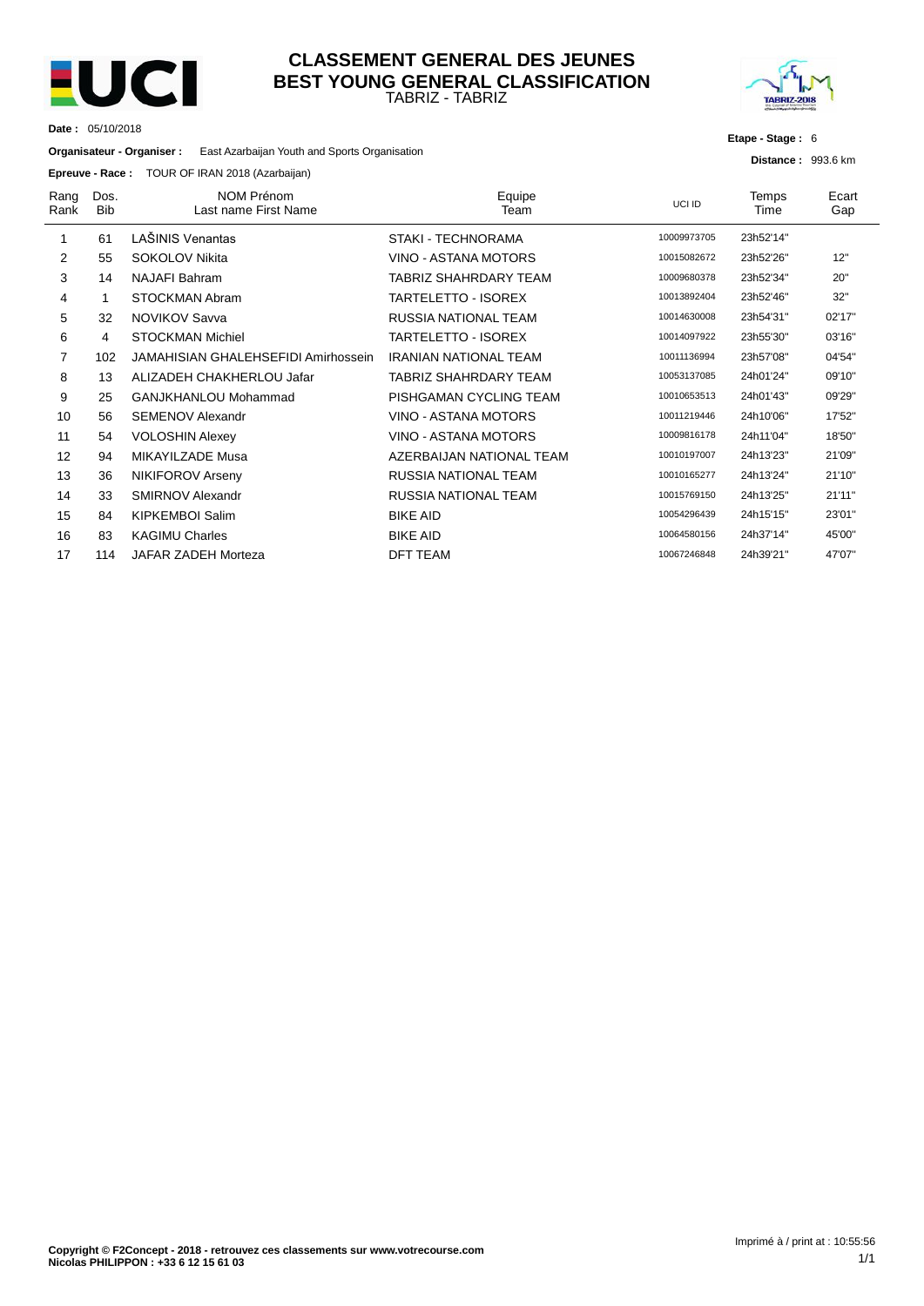# CLASSEMENT GENERAL DES JEUNES
## BEST YOUNG GENERAL CLASSIFICATION
TABRIZ - TABRIZ

**Date :** 05/10/2018

**Organisateur - Organiser :** East Azarbaijan Youth and Sports Organisation

**Epreuve - Race :** TOUR OF IRAN 2018 (Azarbaijan)

**Etape - Stage :** 6

**Distance :** 993.6 km

| Rang Rank | Dos. Bib | NOM Prénom Last name First Name | Equipe Team | UCI ID | Temps Time | Ecart Gap |
|---|---|---|---|---|---|---|
| 1 | 61 | LAŠINIS Venantas | STAKI - TECHNORAMA | 10009973705 | 23h52'14'' | |
| 2 | 55 | SOKOLOV Nikita | VINO - ASTANA MOTORS | 10015082672 | 23h52'26'' | 12'' |
| 3 | 14 | NAJAFI Bahram | TABRIZ SHAHRDARY TEAM | 10009680378 | 23h52'34'' | 20'' |
| 4 | 1 | STOCKMAN Abram | TARTELETTO - ISOREX | 10013892404 | 23h52'46'' | 32'' |
| 5 | 32 | NOVIKOV Savva | RUSSIA NATIONAL TEAM | 10014630008 | 23h54'31'' | 02'17'' |
| 6 | 4 | STOCKMAN Michiel | TARTELETTO - ISOREX | 10014097922 | 23h55'30'' | 03'16'' |
| 7 | 102 | JAMAHISIAN GHALEHSEFIDI Amirhossein | IRANIAN NATIONAL TEAM | 10011136994 | 23h57'08'' | 04'54'' |
| 8 | 13 | ALIZADEH CHAKHERLOU Jafar | TABRIZ SHAHRDARY TEAM | 10053137085 | 24h01'24'' | 09'10'' |
| 9 | 25 | GANJKHANLOU Mohammad | PISHGAMAN CYCLING TEAM | 10010653513 | 24h01'43'' | 09'29'' |
| 10 | 56 | SEMENOV Alexandr | VINO - ASTANA MOTORS | 10011219446 | 24h10'06'' | 17'52'' |
| 11 | 54 | VOLOSHIN Alexey | VINO - ASTANA MOTORS | 10009816178 | 24h11'04'' | 18'50'' |
| 12 | 94 | MIKAYILZADE Musa | AZERBAIJAN NATIONAL TEAM | 10010197007 | 24h13'23'' | 21'09'' |
| 13 | 36 | NIKIFOROV Arseny | RUSSIA NATIONAL TEAM | 10010165277 | 24h13'24'' | 21'10'' |
| 14 | 33 | SMIRNOV Alexandr | RUSSIA NATIONAL TEAM | 10015769150 | 24h13'25'' | 21'11'' |
| 15 | 84 | KIPKEMBOI Salim | BIKE AID | 10054296439 | 24h15'15'' | 23'01'' |
| 16 | 83 | KAGIMU Charles | BIKE AID | 10064580156 | 24h37'14'' | 45'00'' |
| 17 | 114 | JAFAR ZADEH Morteza | DFT TEAM | 10067246848 | 24h39'21'' | 47'07'' |

**Copyright © F2Concept - 2018 - retrouvez ces classements sur www.votrecourse.com**
**Nicolas PHILIPPON : +33 6 12 15 61 03**

Imprimé à / print at : 10:55:56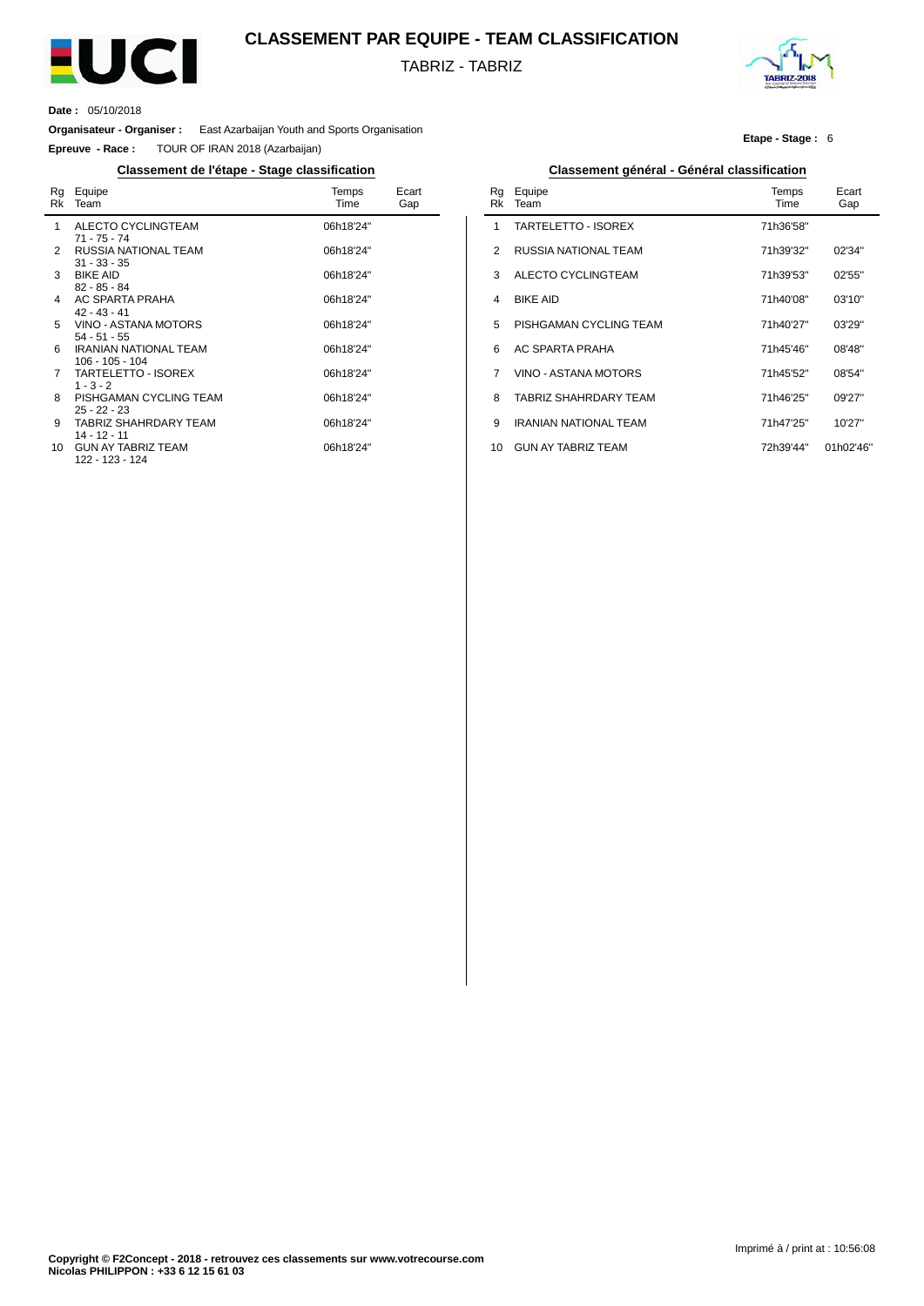# CLASSEMENT PAR EQUIPE - TEAM CLASSIFICATION

TABRIZ - TABRIZ

**Date :** 05/10/2018

**Organisateur - Organiser :** East Azarbaijan Youth and Sports Organisation

**Epreuve - Race :** TOUR OF IRAN 2018 (Azarbaijan)

**Etape - Stage :** 6

## Classement de l'étape - Stage classification

| Rg<br>Rk | Equipe<br>Team | Temps<br>Time | Ecart<br>Gap |
|---|---|---|---|
| 1 | ALECTO CYCLINGTEAM<br>71 - 75 - 74 | 06h18'24'' | |
| 2 | RUSSIA NATIONAL TEAM<br>31 - 33 - 35 | 06h18'24'' | |
| 3 | BIKE AID<br>82 - 85 - 84 | 06h18'24'' | |
| 4 | AC SPARTA PRAHA<br>42 - 43 - 41 | 06h18'24'' | |
| 5 | VINO - ASTANA MOTORS<br>54 - 51 - 55 | 06h18'24'' | |
| 6 | IRANIAN NATIONAL TEAM<br>106 - 105 - 104 | 06h18'24'' | |
| 7 | TARTELETTO - ISOREX<br>1 - 3 - 2 | 06h18'24'' | |
| 8 | PISHGAMAN CYCLING TEAM<br>25 - 22 - 23 | 06h18'24'' | |
| 9 | TABRIZ SHAHRDARY TEAM<br>14 - 12 - 11 | 06h18'24'' | |
| 10 | GUN AY TABRIZ TEAM<br>122 - 123 - 124 | 06h18'24'' | |

## Classement général - Général classification

| Rg<br>Rk | Equipe<br>Team | Temps<br>Time | Ecart<br>Gap |
|---|---|---|---|
| 1 | TARTELETTO - ISOREX | 71h36'58'' | |
| 2 | RUSSIA NATIONAL TEAM | 71h39'32'' | 02'34'' |
| 3 | ALECTO CYCLINGTEAM | 71h39'53'' | 02'55'' |
| 4 | BIKE AID | 71h40'08'' | 03'10'' |
| 5 | PISHGAMAN CYCLING TEAM | 71h40'27'' | 03'29'' |
| 6 | AC SPARTA PRAHA | 71h45'46'' | 08'48'' |
| 7 | VINO - ASTANA MOTORS | 71h45'52'' | 08'54'' |
| 8 | TABRIZ SHAHRDARY TEAM | 71h46'25'' | 09'27'' |
| 9 | IRANIAN NATIONAL TEAM | 71h47'25'' | 10'27'' |
| 10 | GUN AY TABRIZ TEAM | 72h39'44'' | 01h02'46'' |

Imprimé à / print at : 10:56:08

**Copyright © F2Concept - 2018 - retrouvez ces classements sur www.votrecourse.com**
**Nicolas PHILIPPON : +33 6 12 15 61 03**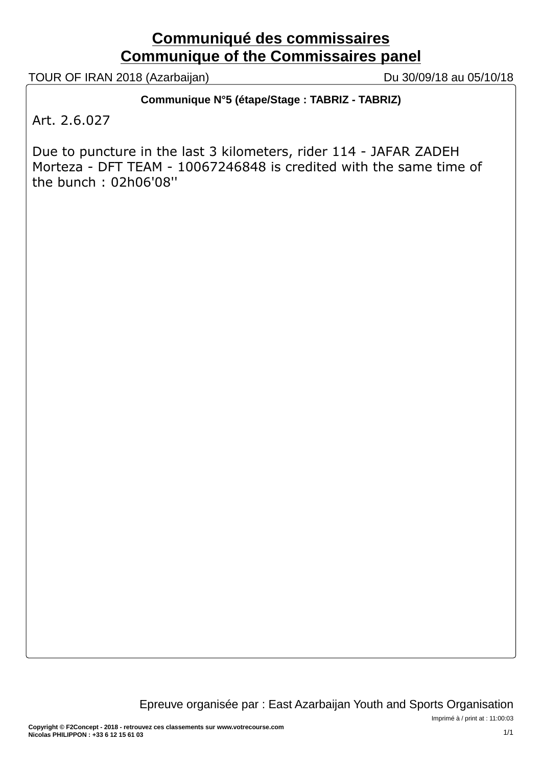# Communiqué des commissaires
# Communique of the Commissaires panel

TOUR OF IRAN 2018 (Azarbaijan) — Du 30/09/18 au 05/10/18

**Communique N°5 (étape/Stage : TABRIZ - TABRIZ)**

Art. 2.6.027

Due to puncture in the last 3 kilometers, rider 114 - JAFAR ZADEH Morteza - DFT TEAM - 10067246848 is credited with the same time of the bunch : 02h06'08''

Epreuve organisée par : East Azarbaijan Youth and Sports Organisation

Imprimé à / print at : 11:00:03

**Copyright © F2Concept - 2018 - retrouvez ces classements sur www.votrecourse.com**
**Nicolas PHILIPPON : +33 6 12 15 61 03**